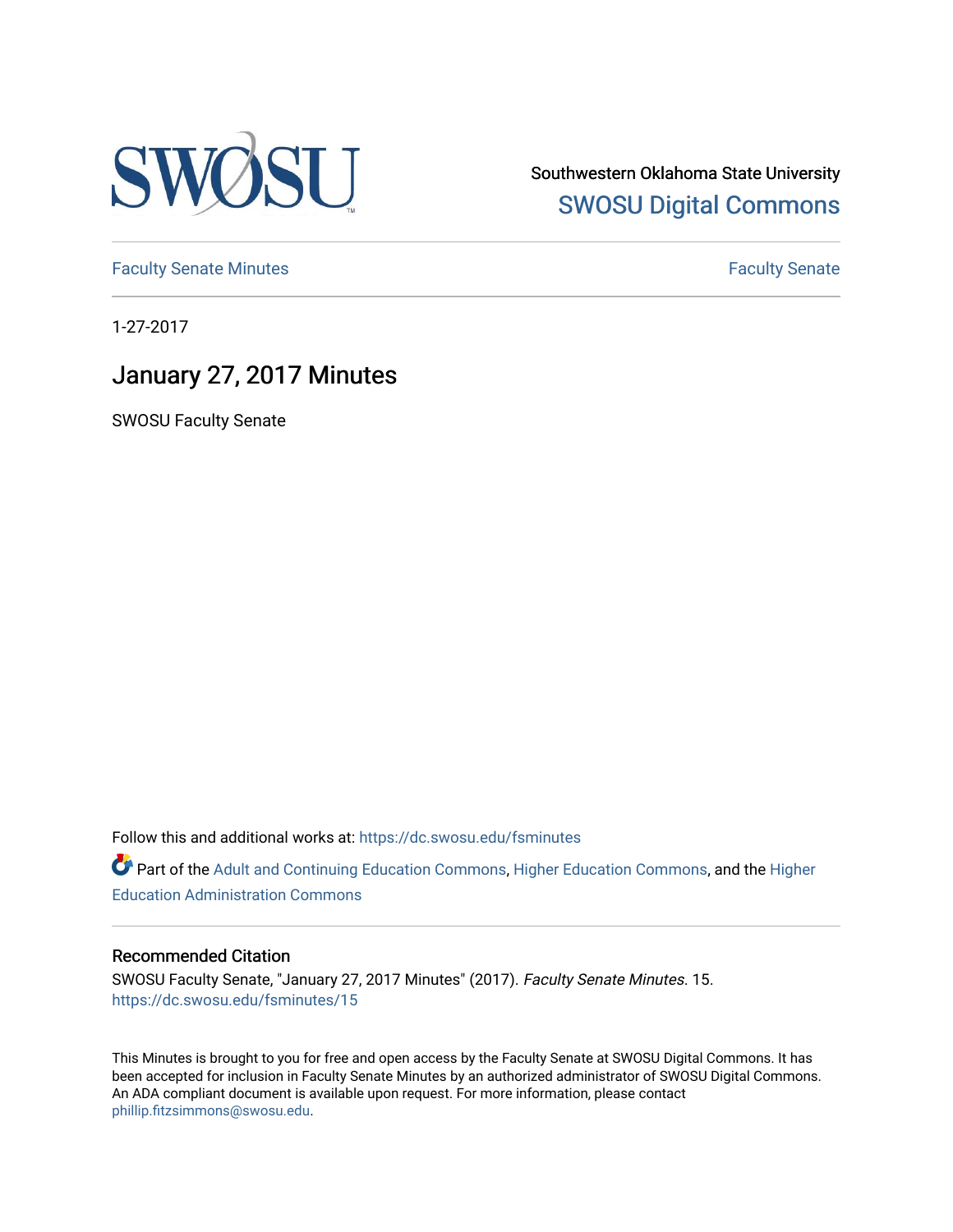Southwestern Oklahoma State University
[SWOSU Digital Commons](https://dc.swosu.edu/)

Faculty Senate Minutes | Faculty Senate

1-27-2017

# January 27, 2017 Minutes

SWOSU Faculty Senate

Follow this and additional works at: https://dc.swosu.edu/fsminutes

Part of the Adult and Continuing Education Commons, Higher Education Commons, and the Higher Education Administration Commons

### Recommended Citation

SWOSU Faculty Senate, "January 27, 2017 Minutes" (2017). *Faculty Senate Minutes*. 15.
https://dc.swosu.edu/fsminutes/15

This Minutes is brought to you for free and open access by the Faculty Senate at SWOSU Digital Commons. It has been accepted for inclusion in Faculty Senate Minutes by an authorized administrator of SWOSU Digital Commons. An ADA compliant document is available upon request. For more information, please contact phillip.fitzsimmons@swosu.edu.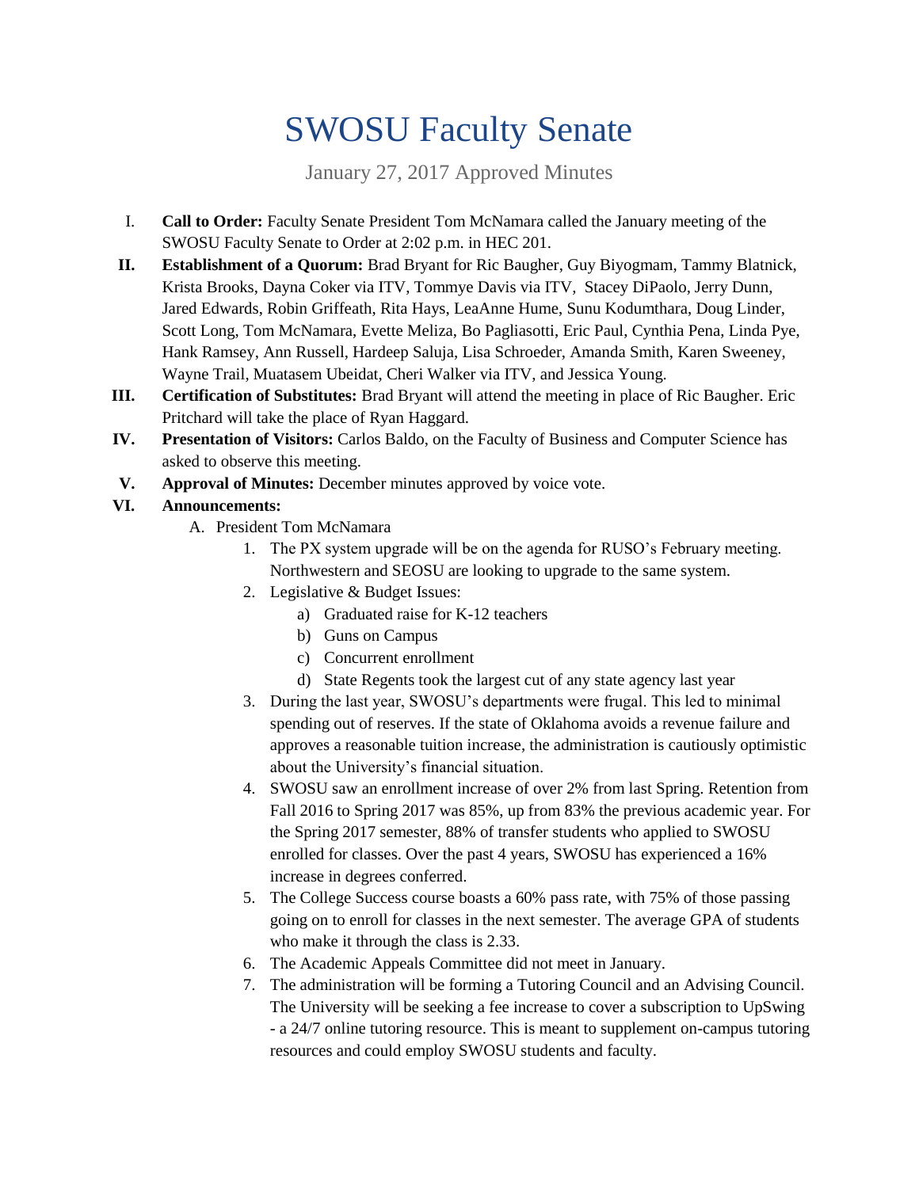# SWOSU Faculty Senate

January 27, 2017 Approved Minutes

I. **Call to Order:** Faculty Senate President Tom McNamara called the January meeting of the SWOSU Faculty Senate to Order at 2:02 p.m. in HEC 201.

II. **Establishment of a Quorum:** Brad Bryant for Ric Baugher, Guy Biyogmam, Tammy Blatnick, Krista Brooks, Dayna Coker via ITV, Tommye Davis via ITV, Stacey DiPaolo, Jerry Dunn, Jared Edwards, Robin Griffeath, Rita Hays, LeaAnne Hume, Sunu Kodumthara, Doug Linder, Scott Long, Tom McNamara, Evette Meliza, Bo Pagliasotti, Eric Paul, Cynthia Pena, Linda Pye, Hank Ramsey, Ann Russell, Hardeep Saluja, Lisa Schroeder, Amanda Smith, Karen Sweeney, Wayne Trail, Muatasem Ubeidat, Cheri Walker via ITV, and Jessica Young.

III. **Certification of Substitutes:** Brad Bryant will attend the meeting in place of Ric Baugher. Eric Pritchard will take the place of Ryan Haggard.

IV. **Presentation of Visitors:** Carlos Baldo, on the Faculty of Business and Computer Science has asked to observe this meeting.

V. **Approval of Minutes:** December minutes approved by voice vote.

VI. **Announcements:**

   A. President Tom McNamara

      1. The PX system upgrade will be on the agenda for RUSO's February meeting. Northwestern and SEOSU are looking to upgrade to the same system.
      2. Legislative & Budget Issues:
         a) Graduated raise for K-12 teachers
         b) Guns on Campus
         c) Concurrent enrollment
         d) State Regents took the largest cut of any state agency last year
      3. During the last year, SWOSU's departments were frugal. This led to minimal spending out of reserves. If the state of Oklahoma avoids a revenue failure and approves a reasonable tuition increase, the administration is cautiously optimistic about the University's financial situation.
      4. SWOSU saw an enrollment increase of over 2% from last Spring. Retention from Fall 2016 to Spring 2017 was 85%, up from 83% the previous academic year. For the Spring 2017 semester, 88% of transfer students who applied to SWOSU enrolled for classes. Over the past 4 years, SWOSU has experienced a 16% increase in degrees conferred.
      5. The College Success course boasts a 60% pass rate, with 75% of those passing going on to enroll for classes in the next semester. The average GPA of students who make it through the class is 2.33.
      6. The Academic Appeals Committee did not meet in January.
      7. The administration will be forming a Tutoring Council and an Advising Council. The University will be seeking a fee increase to cover a subscription to UpSwing - a 24/7 online tutoring resource. This is meant to supplement on-campus tutoring resources and could employ SWOSU students and faculty.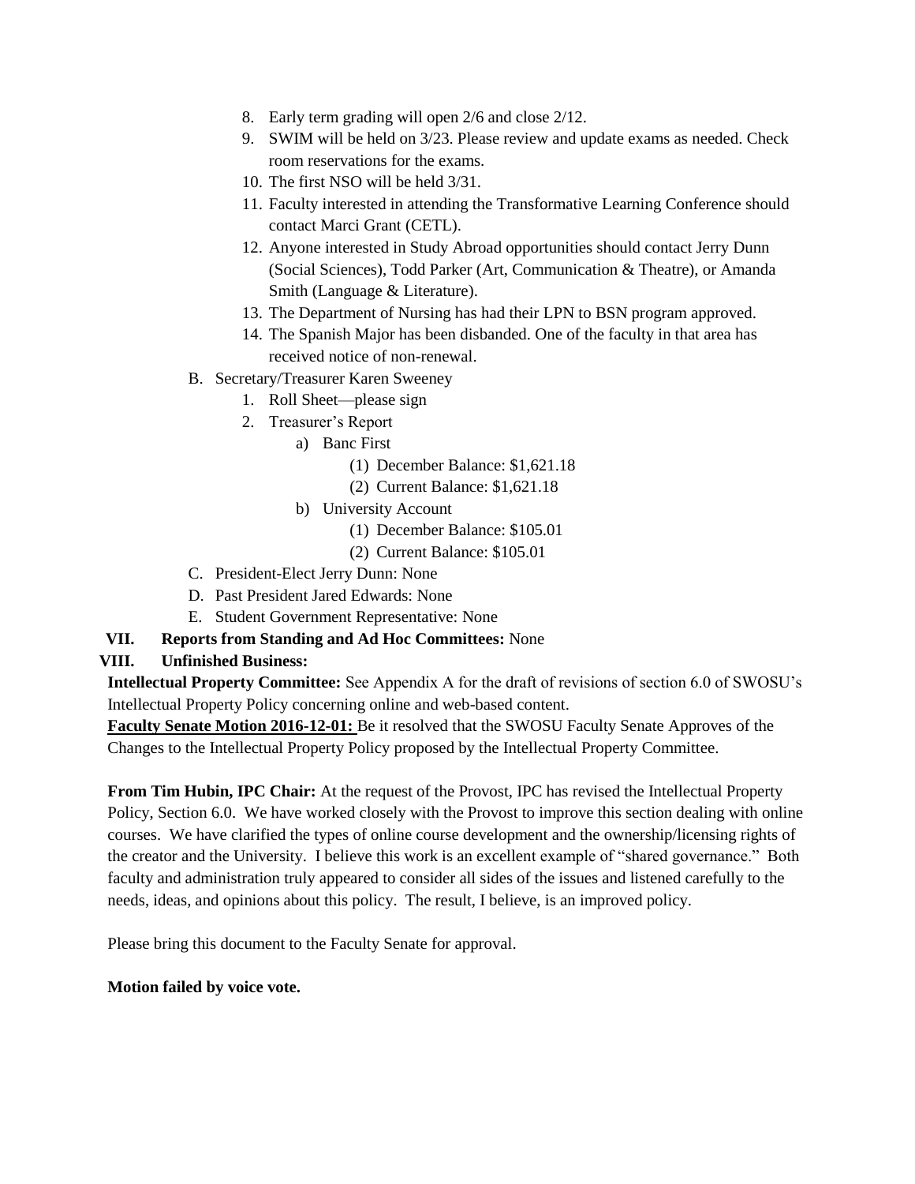8. Early term grading will open 2/6 and close 2/12.
9. SWIM will be held on 3/23. Please review and update exams as needed. Check room reservations for the exams.
10. The first NSO will be held 3/31.
11. Faculty interested in attending the Transformative Learning Conference should contact Marci Grant (CETL).
12. Anyone interested in Study Abroad opportunities should contact Jerry Dunn (Social Sciences), Todd Parker (Art, Communication & Theatre), or Amanda Smith (Language & Literature).
13. The Department of Nursing has had their LPN to BSN program approved.
14. The Spanish Major has been disbanded. One of the faculty in that area has received notice of non-renewal.

B. Secretary/Treasurer Karen Sweeney
   1. Roll Sheet—please sign
   2. Treasurer's Report
      a) Banc First
         (1) December Balance: $1,621.18
         (2) Current Balance: $1,621.18
      b) University Account
         (1) December Balance: $105.01
         (2) Current Balance: $105.01

C. President-Elect Jerry Dunn: None

D. Past President Jared Edwards: None

E. Student Government Representative: None

**VII. Reports from Standing and Ad Hoc Committees:** None

**VIII. Unfinished Business:**

**Intellectual Property Committee:** See Appendix A for the draft of revisions of section 6.0 of SWOSU's Intellectual Property Policy concerning online and web-based content.

**Faculty Senate Motion 2016-12-01:** Be it resolved that the SWOSU Faculty Senate Approves of the Changes to the Intellectual Property Policy proposed by the Intellectual Property Committee.

**From Tim Hubin, IPC Chair:** At the request of the Provost, IPC has revised the Intellectual Property Policy, Section 6.0. We have worked closely with the Provost to improve this section dealing with online courses. We have clarified the types of online course development and the ownership/licensing rights of the creator and the University. I believe this work is an excellent example of "shared governance." Both faculty and administration truly appeared to consider all sides of the issues and listened carefully to the needs, ideas, and opinions about this policy. The result, I believe, is an improved policy.

Please bring this document to the Faculty Senate for approval.

**Motion failed by voice vote.**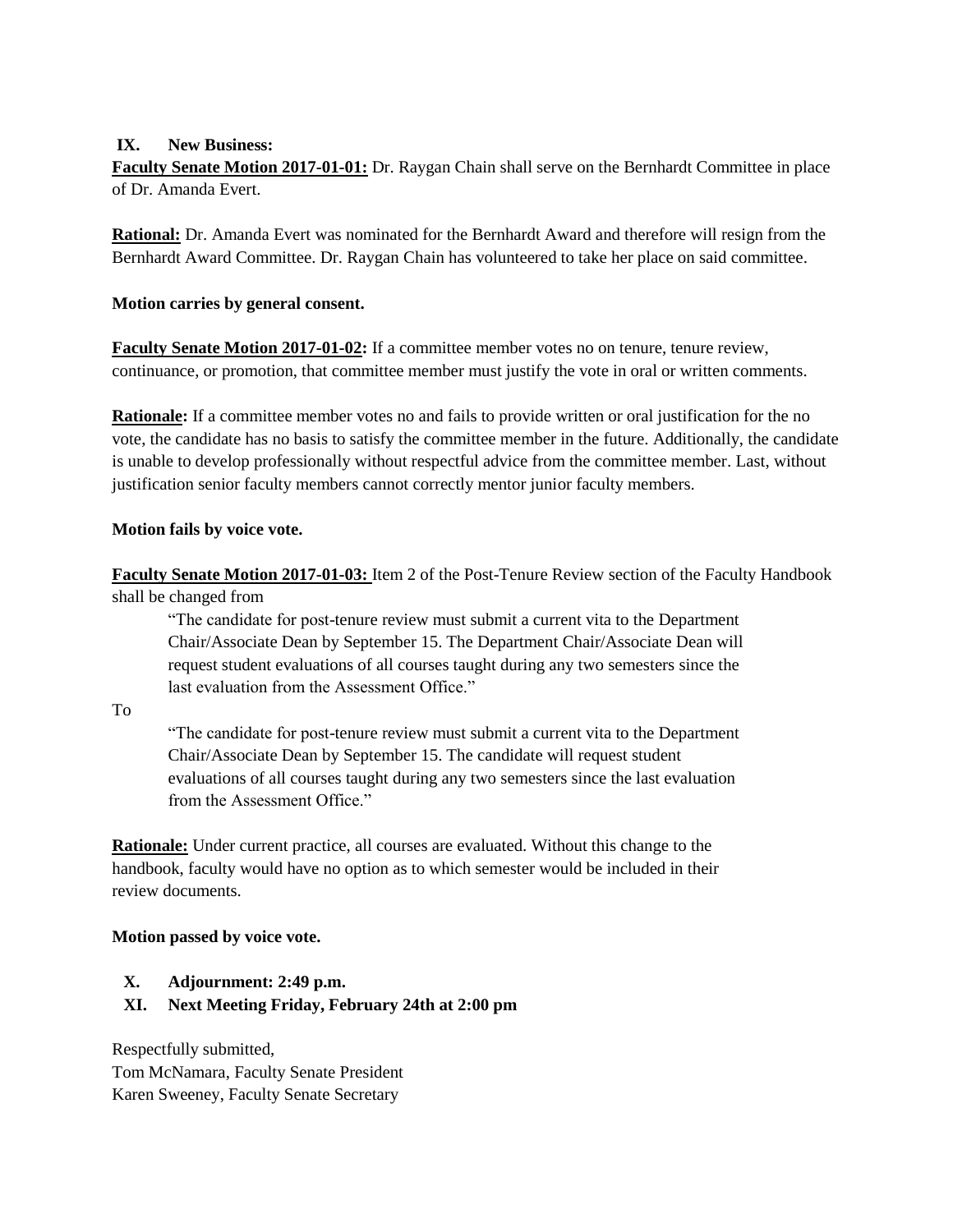## IX. New Business:

**Faculty Senate Motion 2017-01-01:** Dr. Raygan Chain shall serve on the Bernhardt Committee in place of Dr. Amanda Evert.

**Rational:** Dr. Amanda Evert was nominated for the Bernhardt Award and therefore will resign from the Bernhardt Award Committee. Dr. Raygan Chain has volunteered to take her place on said committee.

**Motion carries by general consent.**

**Faculty Senate Motion 2017-01-02:** If a committee member votes no on tenure, tenure review, continuance, or promotion, that committee member must justify the vote in oral or written comments.

**Rationale:** If a committee member votes no and fails to provide written or oral justification for the no vote, the candidate has no basis to satisfy the committee member in the future. Additionally, the candidate is unable to develop professionally without respectful advice from the committee member. Last, without justification senior faculty members cannot correctly mentor junior faculty members.

**Motion fails by voice vote.**

**Faculty Senate Motion 2017-01-03:** Item 2 of the Post-Tenure Review section of the Faculty Handbook shall be changed from

> "The candidate for post-tenure review must submit a current vita to the Department Chair/Associate Dean by September 15. The Department Chair/Associate Dean will request student evaluations of all courses taught during any two semesters since the last evaluation from the Assessment Office."

To

> "The candidate for post-tenure review must submit a current vita to the Department Chair/Associate Dean by September 15. The candidate will request student evaluations of all courses taught during any two semesters since the last evaluation from the Assessment Office."

**Rationale:** Under current practice, all courses are evaluated. Without this change to the handbook, faculty would have no option as to which semester would be included in their review documents.

**Motion passed by voice vote.**

## X. Adjournment: 2:49 p.m.

## XI. Next Meeting Friday, February 24th at 2:00 pm

Respectfully submitted,
Tom McNamara, Faculty Senate President
Karen Sweeney, Faculty Senate Secretary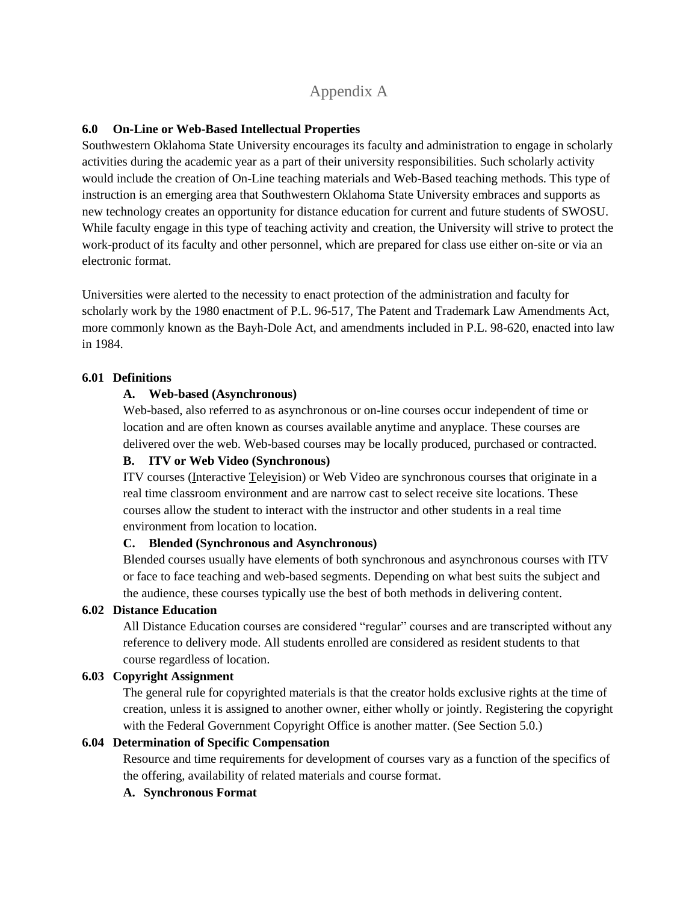# Appendix A

## 6.0 On-Line or Web-Based Intellectual Properties

Southwestern Oklahoma State University encourages its faculty and administration to engage in scholarly activities during the academic year as a part of their university responsibilities. Such scholarly activity would include the creation of On-Line teaching materials and Web-Based teaching methods. This type of instruction is an emerging area that Southwestern Oklahoma State University embraces and supports as new technology creates an opportunity for distance education for current and future students of SWOSU. While faculty engage in this type of teaching activity and creation, the University will strive to protect the work-product of its faculty and other personnel, which are prepared for class use either on-site or via an electronic format.

Universities were alerted to the necessity to enact protection of the administration and faculty for scholarly work by the 1980 enactment of P.L. 96-517, The Patent and Trademark Law Amendments Act, more commonly known as the Bayh-Dole Act, and amendments included in P.L. 98-620, enacted into law in 1984.

### 6.01 Definitions

**A. Web-based (Asynchronous)**

Web-based, also referred to as asynchronous or on-line courses occur independent of time or location and are often known as courses available anytime and anyplace. These courses are delivered over the web. Web-based courses may be locally produced, purchased or contracted.

**B. ITV or Web Video (Synchronous)**

ITV courses (Interactive Television) or Web Video are synchronous courses that originate in a real time classroom environment and are narrow cast to select receive site locations. These courses allow the student to interact with the instructor and other students in a real time environment from location to location.

**C. Blended (Synchronous and Asynchronous)**

Blended courses usually have elements of both synchronous and asynchronous courses with ITV or face to face teaching and web-based segments. Depending on what best suits the subject and the audience, these courses typically use the best of both methods in delivering content.

### 6.02 Distance Education

All Distance Education courses are considered "regular" courses and are transcripted without any reference to delivery mode. All students enrolled are considered as resident students to that course regardless of location.

### 6.03 Copyright Assignment

The general rule for copyrighted materials is that the creator holds exclusive rights at the time of creation, unless it is assigned to another owner, either wholly or jointly. Registering the copyright with the Federal Government Copyright Office is another matter. (See Section 5.0.)

### 6.04 Determination of Specific Compensation

Resource and time requirements for development of courses vary as a function of the specifics of the offering, availability of related materials and course format.

**A. Synchronous Format**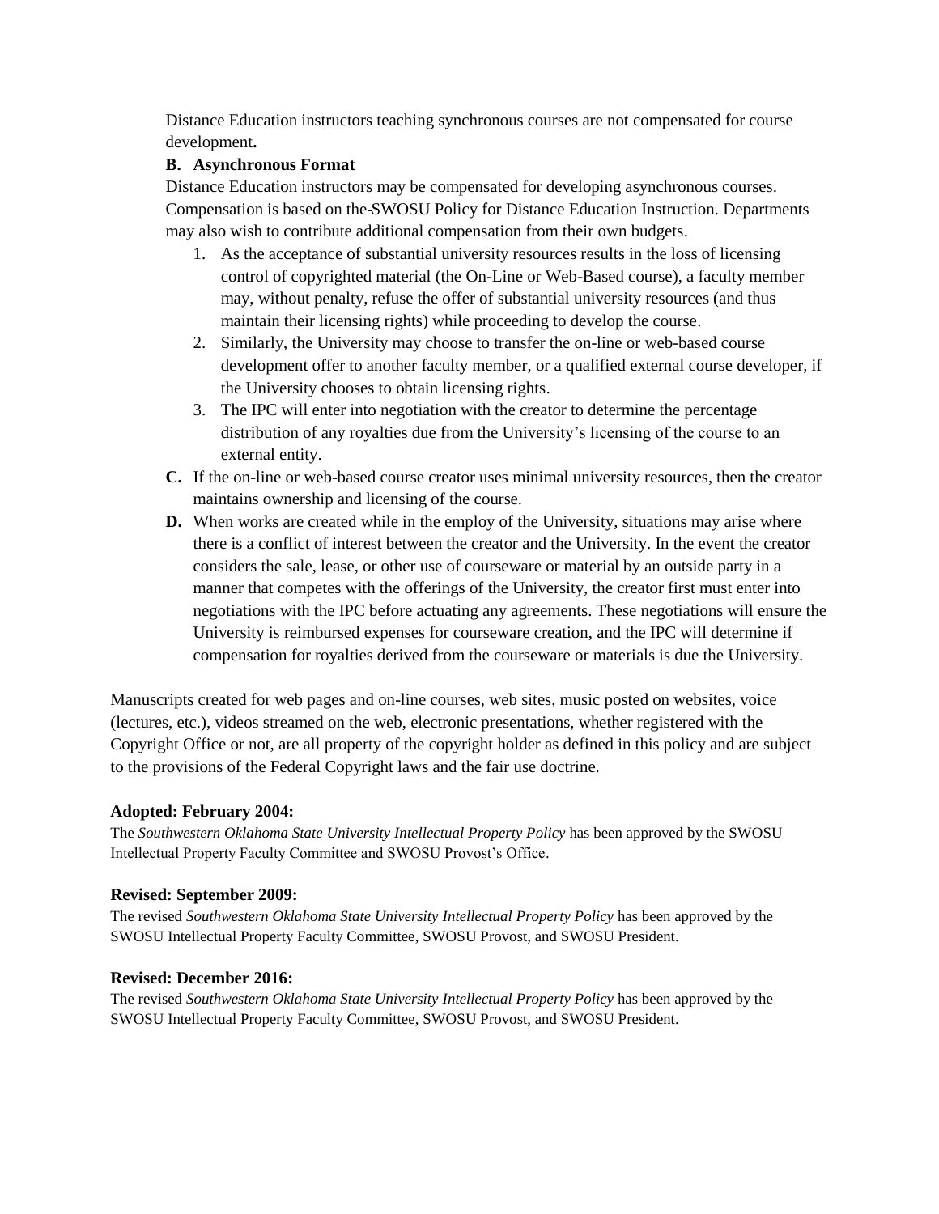Distance Education instructors teaching synchronous courses are not compensated for course development**.**

**B. Asynchronous Format**

Distance Education instructors may be compensated for developing asynchronous courses. Compensation is based on the SWOSU Policy for Distance Education Instruction. Departments may also wish to contribute additional compensation from their own budgets.

1. As the acceptance of substantial university resources results in the loss of licensing control of copyrighted material (the On-Line or Web-Based course), a faculty member may, without penalty, refuse the offer of substantial university resources (and thus maintain their licensing rights) while proceeding to develop the course.
2. Similarly, the University may choose to transfer the on-line or web-based course development offer to another faculty member, or a qualified external course developer, if the University chooses to obtain licensing rights.
3. The IPC will enter into negotiation with the creator to determine the percentage distribution of any royalties due from the University's licensing of the course to an external entity.

**C.** If the on-line or web-based course creator uses minimal university resources, then the creator maintains ownership and licensing of the course.

**D.** When works are created while in the employ of the University, situations may arise where there is a conflict of interest between the creator and the University. In the event the creator considers the sale, lease, or other use of courseware or material by an outside party in a manner that competes with the offerings of the University, the creator first must enter into negotiations with the IPC before actuating any agreements. These negotiations will ensure the University is reimbursed expenses for courseware creation, and the IPC will determine if compensation for royalties derived from the courseware or materials is due the University.

Manuscripts created for web pages and on-line courses, web sites, music posted on websites, voice (lectures, etc.), videos streamed on the web, electronic presentations, whether registered with the Copyright Office or not, are all property of the copyright holder as defined in this policy and are subject to the provisions of the Federal Copyright laws and the fair use doctrine.

**Adopted: February 2004:**

The *Southwestern Oklahoma State University Intellectual Property Policy* has been approved by the SWOSU Intellectual Property Faculty Committee and SWOSU Provost's Office.

**Revised: September 2009:**

The revised *Southwestern Oklahoma State University Intellectual Property Policy* has been approved by the SWOSU Intellectual Property Faculty Committee, SWOSU Provost, and SWOSU President.

**Revised: December 2016:**

The revised *Southwestern Oklahoma State University Intellectual Property Policy* has been approved by the SWOSU Intellectual Property Faculty Committee, SWOSU Provost, and SWOSU President.